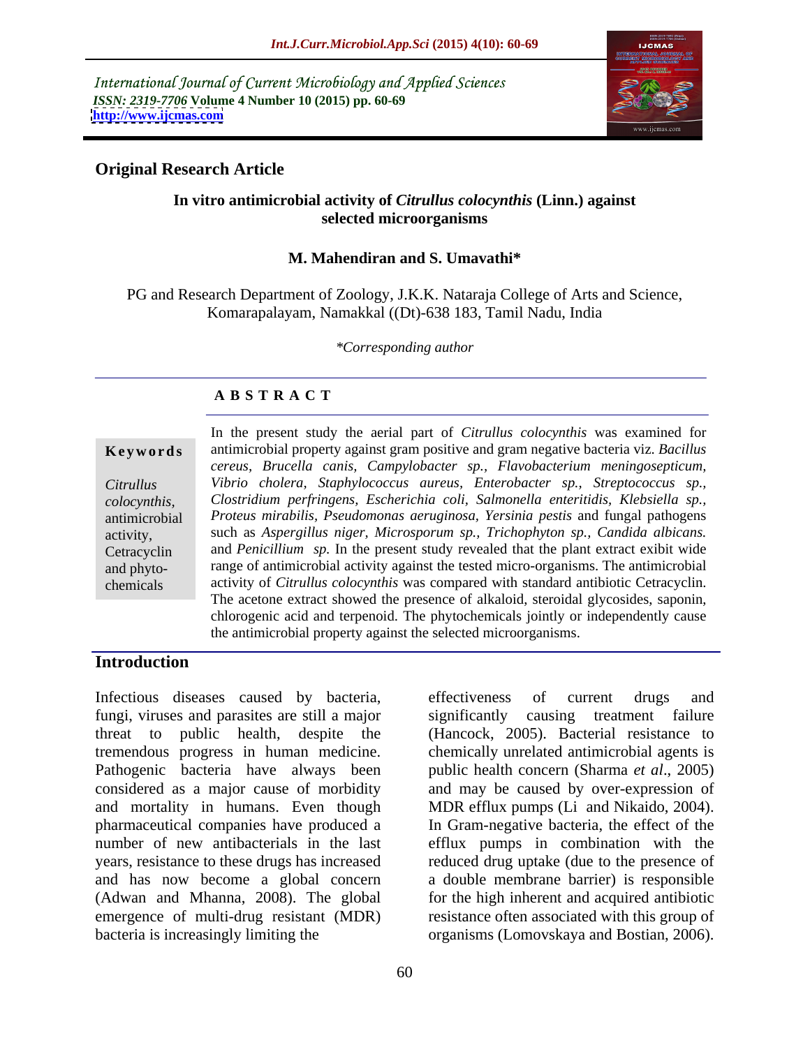International Journal of Current Microbiology and Applied Sciences
*ISSN: 2319-7706* **Volume 4 Number 10 (2015) pp. 60-69**
**http://www.ijcmas.com**

## Original Research Article

# In vitro antimicrobial activity of *Citrullus colocynthis* (Linn.) against selected microorganisms

**M. Mahendiran and S. Umavathi***

PG and Research Department of Zoology, J.K.K. Nataraja College of Arts and Science, Komarapalayam, Namakkal ((Dt)-638 183, Tamil Nadu, India

*\*Corresponding author*

### ABSTRACT

**Keywords**

*Citrullus colocynthis*, antimicrobial activity, Cetracyclin and phyto-chemicals

In the present study the aerial part of *Citrullus colocynthis* was examined for antimicrobial property against gram positive and gram negative bacteria viz. *Bacillus cereus, Brucella canis, Campylobacter sp., Flavobacterium meningosepticum, Vibrio cholera, Staphylococcus aureus, Enterobacter sp., Streptococcus sp., Clostridium perfringens, Escherichia coli, Salmonella enteritidis, Klebsiella sp., Proteus mirabilis, Pseudomonas aeruginosa, Yersinia pestis* and fungal pathogens such as *Aspergillus niger, Microsporum sp., Trichophyton sp., Candida albicans.* and *Penicillium sp.* In the present study revealed that the plant extract exibit wide range of antimicrobial activity against the tested micro-organisms. The antimicrobial activity of *Citrullus colocynthis* was compared with standard antibiotic Cetracyclin. The acetone extract showed the presence of alkaloid, steroidal glycosides, saponin, chlorogenic acid and terpenoid. The phytochemicals jointly or independently cause the antimicrobial property against the selected microorganisms.

## Introduction

Infectious diseases caused by bacteria, fungi, viruses and parasites are still a major threat to public health, despite the tremendous progress in human medicine. Pathogenic bacteria have always been considered as a major cause of morbidity and mortality in humans. Even though pharmaceutical companies have produced a number of new antibacterials in the last years, resistance to these drugs has increased and has now become a global concern (Adwan and Mhanna, 2008). The global emergence of multi-drug resistant (MDR) bacteria is increasingly limiting the effectiveness of current drugs and significantly causing treatment failure (Hancock, 2005). Bacterial resistance to chemically unrelated antimicrobial agents is public health concern (Sharma *et al*., 2005) and may be caused by over-expression of MDR efflux pumps (Li and Nikaido, 2004). In Gram-negative bacteria, the effect of the efflux pumps in combination with the reduced drug uptake (due to the presence of a double membrane barrier) is responsible for the high inherent and acquired antibiotic resistance often associated with this group of organisms (Lomovskaya and Bostian, 2006).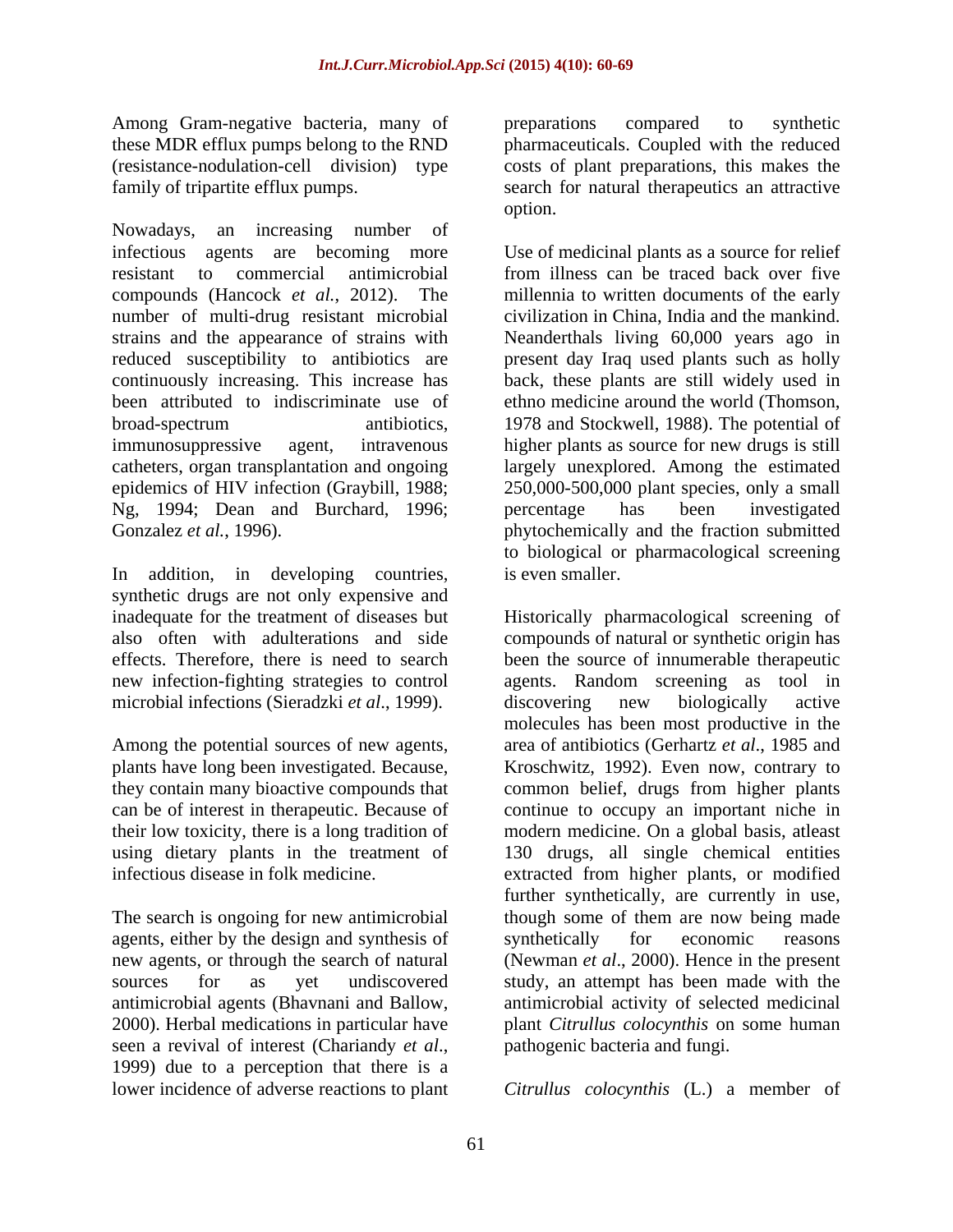Among Gram-negative bacteria, many of these MDR efflux pumps belong to the RND (resistance-nodulation-cell division) type family of tripartite efflux pumps.

Nowadays, an increasing number of infectious agents are becoming more resistant to commercial antimicrobial compounds (Hancock *et al.*, 2012). The number of multi-drug resistant microbial strains and the appearance of strains with reduced susceptibility to antibiotics are continuously increasing. This increase has been attributed to indiscriminate use of broad-spectrum antibiotics, immunosuppressive agent, intravenous catheters, organ transplantation and ongoing epidemics of HIV infection (Graybill, 1988; Ng, 1994; Dean and Burchard, 1996; Gonzalez *et al.*, 1996).

In addition, in developing countries, synthetic drugs are not only expensive and inadequate for the treatment of diseases but also often with adulterations and side effects. Therefore, there is need to search new infection-fighting strategies to control microbial infections (Sieradzki *et al*., 1999).

Among the potential sources of new agents, plants have long been investigated. Because, they contain many bioactive compounds that can be of interest in therapeutic. Because of their low toxicity, there is a long tradition of using dietary plants in the treatment of infectious disease in folk medicine.

The search is ongoing for new antimicrobial agents, either by the design and synthesis of new agents, or through the search of natural sources for as yet undiscovered antimicrobial agents (Bhavnani and Ballow, 2000). Herbal medications in particular have seen a revival of interest (Chariandy *et al*., 1999) due to a perception that there is a lower incidence of adverse reactions to plant preparations compared to synthetic pharmaceuticals. Coupled with the reduced costs of plant preparations, this makes the search for natural therapeutics an attractive option.

Use of medicinal plants as a source for relief from illness can be traced back over five millennia to written documents of the early civilization in China, India and the mankind. Neanderthals living 60,000 years ago in present day Iraq used plants such as holly back, these plants are still widely used in ethno medicine around the world (Thomson, 1978 and Stockwell, 1988). The potential of higher plants as source for new drugs is still largely unexplored. Among the estimated 250,000-500,000 plant species, only a small percentage has been investigated phytochemically and the fraction submitted to biological or pharmacological screening is even smaller.

Historically pharmacological screening of compounds of natural or synthetic origin has been the source of innumerable therapeutic agents. Random screening as tool in discovering new biologically active molecules has been most productive in the area of antibiotics (Gerhartz *et al*., 1985 and Kroschwitz, 1992). Even now, contrary to common belief, drugs from higher plants continue to occupy an important niche in modern medicine. On a global basis, atleast 130 drugs, all single chemical entities extracted from higher plants, or modified further synthetically, are currently in use, though some of them are now being made synthetically for economic reasons (Newman *et al*., 2000). Hence in the present study, an attempt has been made with the antimicrobial activity of selected medicinal plant *Citrullus colocynthis* on some human pathogenic bacteria and fungi.

*Citrullus colocynthis* (L.) a member of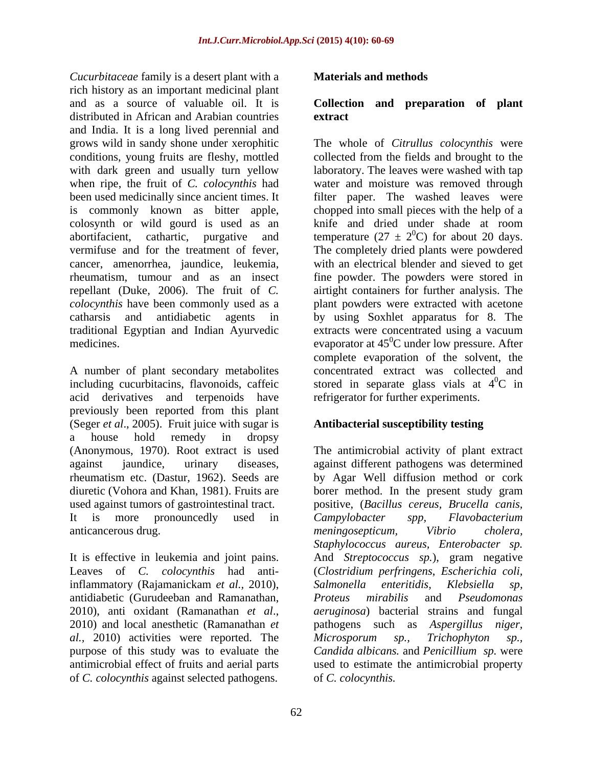*Cucurbitaceae* family is a desert plant with a rich history as an important medicinal plant and as a source of valuable oil. It is distributed in African and Arabian countries and India. It is a long lived perennial and grows wild in sandy shone under xerophitic conditions, young fruits are fleshy, mottled with dark green and usually turn yellow when ripe, the fruit of *C. colocynthis* had been used medicinally since ancient times. It is commonly known as bitter apple, colosynth or wild gourd is used as an abortifacient, cathartic, purgative and vermifuse and for the treatment of fever, cancer, amenorrhea, jaundice, leukemia, rheumatism, tumour and as an insect repellant (Duke, 2006). The fruit of *C. colocynthis* have been commonly used as a catharsis and antidiabetic agents in traditional Egyptian and Indian Ayurvedic medicines.

A number of plant secondary metabolites including cucurbitacins, flavonoids, caffeic acid derivatives and terpenoids have previously been reported from this plant (Seger *et al*., 2005). Fruit juice with sugar is a house hold remedy in dropsy (Anonymous, 1970). Root extract is used against jaundice, urinary diseases, rheumatism etc. (Dastur, 1962). Seeds are diuretic (Vohora and Khan, 1981). Fruits are used against tumors of gastrointestinal tract. It is more pronouncedly used in anticancerous drug.

It is effective in leukemia and joint pains. Leaves of *C. colocynthis* had anti-inflammatory (Rajamanickam *et al.*, 2010), antidiabetic (Gurudeeban and Ramanathan, 2010), anti oxidant (Ramanathan *et al*., 2010) and local anesthetic (Ramanathan *et al.,* 2010) activities were reported. The purpose of this study was to evaluate the antimicrobial effect of fruits and aerial parts of *C. colocynthis* against selected pathogens.

## Materials and methods

### Collection and preparation of plant extract

The whole of *Citrullus colocynthis* were collected from the fields and brought to the laboratory. The leaves were washed with tap water and moisture was removed through filter paper. The washed leaves were chopped into small pieces with the help of a knife and dried under shade at room temperature ($27 \pm 2^0$C) for about 20 days. The completely dried plants were powdered with an electrical blender and sieved to get fine powder. The powders were stored in airtight containers for further analysis. The plant powders were extracted with acetone by using Soxhlet apparatus for 8. The extracts were concentrated using a vacuum evaporator at $45^0$C under low pressure. After complete evaporation of the solvent, the concentrated extract was collected and stored in separate glass vials at $4^0$C in refrigerator for further experiments.

### Antibacterial susceptibility testing

The antimicrobial activity of plant extract against different pathogens was determined by Agar Well diffusion method or cork borer method. In the present study gram positive, (*Bacillus cereus, Brucella canis, Campylobacter spp, Flavobacterium meningosepticum, Vibrio cholera, Staphylococcus aureus, Enterobacter sp.* And *Streptococcus sp.*), gram negative (*Clostridium perfringens*, *Escherichia coli*, *Salmonella enteritidis, Klebsiella sp*, *Proteus mirabilis* and *Pseudomonas aeruginosa*) bacterial strains and fungal pathogens such as *Aspergillus niger*, *Microsporum sp., Trichophyton sp.*, *Candida albicans.* and *Penicillium sp.* were used to estimate the antimicrobial property of *C. colocynthis.*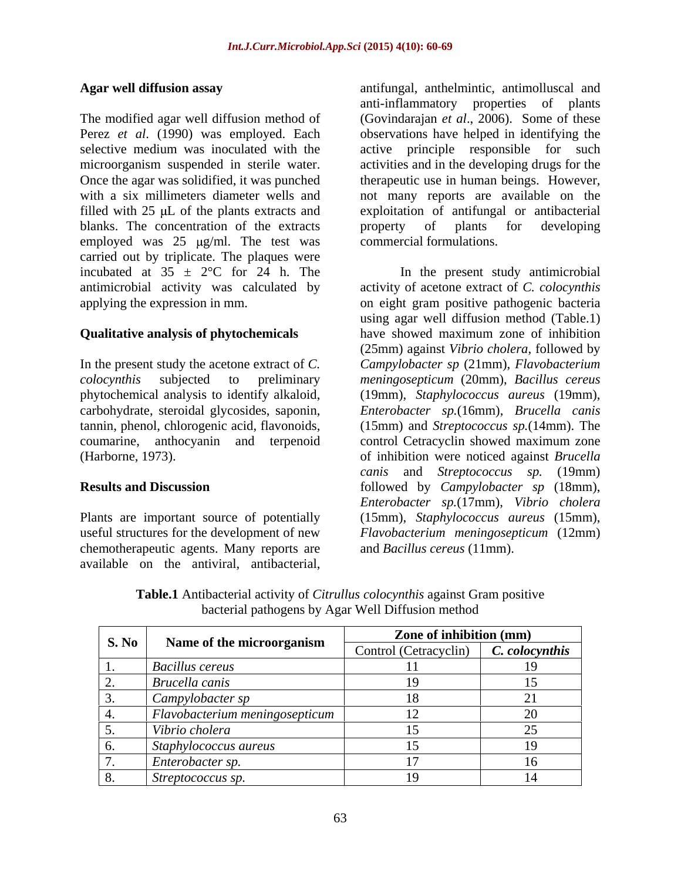### Agar well diffusion assay

The modified agar well diffusion method of Perez *et al*. (1990) was employed. Each selective medium was inoculated with the microorganism suspended in sterile water. Once the agar was solidified, it was punched with a six millimeters diameter wells and filled with 25 μL of the plants extracts and blanks. The concentration of the extracts employed was 25 μg/ml. The test was carried out by triplicate. The plaques were incubated at 35 ± 2°C for 24 h. The antimicrobial activity was calculated by applying the expression in mm.

### Qualitative analysis of phytochemicals

In the present study the acetone extract of *C. colocynthis* subjected to preliminary phytochemical analysis to identify alkaloid, carbohydrate, steroidal glycosides, saponin, tannin, phenol, chlorogenic acid, flavonoids, coumarine, anthocyanin and terpenoid (Harborne, 1973).

## Results and Discussion

Plants are important source of potentially useful structures for the development of new chemotherapeutic agents. Many reports are available on the antiviral, antibacterial, antifungal, anthelmintic, antimolluscal and anti-inflammatory properties of plants (Govindarajan *et al*., 2006). Some of these observations have helped in identifying the active principle responsible for such activities and in the developing drugs for the therapeutic use in human beings. However, not many reports are available on the exploitation of antifungal or antibacterial property of plants for developing commercial formulations.

In the present study antimicrobial activity of acetone extract of *C. colocynthis* on eight gram positive pathogenic bacteria using agar well diffusion method (Table.1) have showed maximum zone of inhibition (25mm) against *Vibrio cholera*, followed by *Campylobacter sp* (21mm), *Flavobacterium meningosepticum* (20mm), *Bacillus cereus* (19mm), *Staphylococcus aureus* (19mm), *Enterobacter sp.*(16mm), *Brucella canis* (15mm) and *Streptococcus sp.*(14mm). The control Cetracyclin showed maximum zone of inhibition were noticed against *Brucella canis* and *Streptococcus sp.* (19mm) followed by *Campylobacter sp* (18mm), *Enterobacter sp.*(17mm), *Vibrio cholera* (15mm), *Staphylococcus aureus* (15mm), *Flavobacterium meningosepticum* (12mm) and *Bacillus cereus* (11mm).

**Table.1** Antibacterial activity of *Citrullus colocynthis* against Gram positive bacterial pathogens by Agar Well Diffusion method

| S. No | Name of the microorganism | Zone of inhibition (mm) | |
|---|---|---|---|
| | | Control (Cetracyclin) | ***C. colocynthis*** |
| 1. | *Bacillus cereus* | 11 | 19 |
| 2. | *Brucella canis* | 19 | 15 |
| 3. | *Campylobacter sp* | 18 | 21 |
| 4. | *Flavobacterium meningosepticum* | 12 | 20 |
| 5. | *Vibrio cholera* | 15 | 25 |
| 6. | *Staphylococcus aureus* | 15 | 19 |
| 7. | *Enterobacter sp.* | 17 | 16 |
| 8. | *Streptococcus sp.* | 19 | 14 |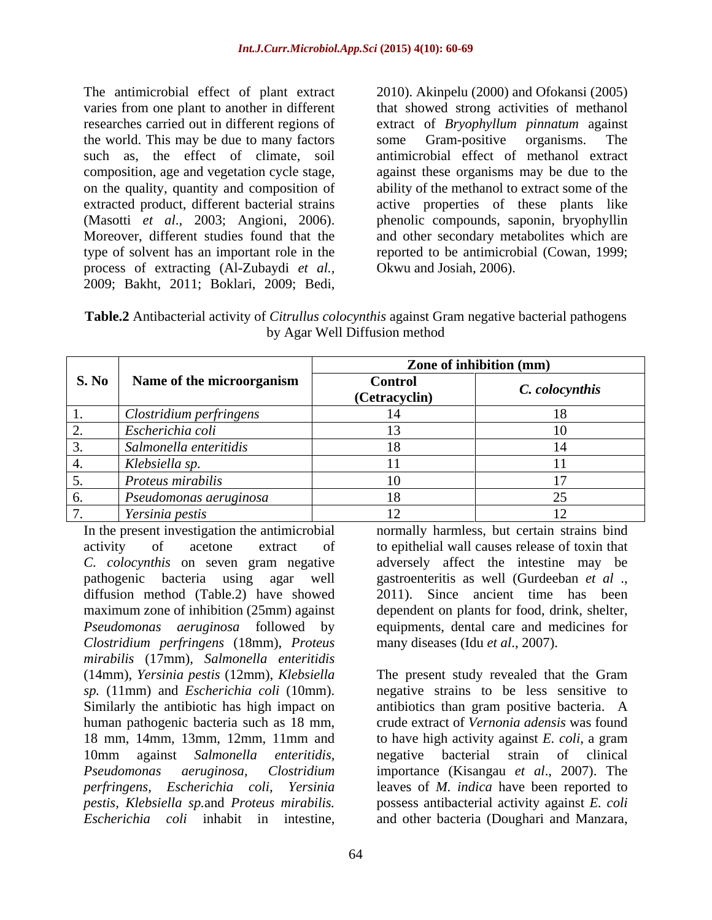The antimicrobial effect of plant extract varies from one plant to another in different researches carried out in different regions of the world. This may be due to many factors such as, the effect of climate, soil composition, age and vegetation cycle stage, on the quality, quantity and composition of extracted product, different bacterial strains (Masotti *et al*., 2003; Angioni, 2006). Moreover, different studies found that the type of solvent has an important role in the process of extracting (Al-Zubaydi *et al.*, 2009; Bakht, 2011; Boklari, 2009; Bedi, 2010). Akinpelu (2000) and Ofokansi (2005) that showed strong activities of methanol extract of *Bryophyllum pinnatum* against some Gram-positive organisms. The antimicrobial effect of methanol extract against these organisms may be due to the ability of the methanol to extract some of the active properties of these plants like phenolic compounds, saponin, bryophyllin and other secondary metabolites which are reported to be antimicrobial (Cowan, 1999; Okwu and Josiah, 2006).

**Table.2** Antibacterial activity of *Citrullus colocynthis* against Gram negative bacterial pathogens by Agar Well Diffusion method

| S. No | Name of the microorganism | Zone of inhibition (mm) | |
|---|---|---|---|
| | | Control (Cetracyclin) | *C. colocynthis* |
| 1. | *Clostridium perfringens* | 14 | 18 |
| 2. | *Escherichia coli* | 13 | 10 |
| 3. | *Salmonella enteritidis* | 18 | 14 |
| 4. | *Klebsiella sp.* | 11 | 11 |
| 5. | *Proteus mirabilis* | 10 | 17 |
| 6. | *Pseudomonas aeruginosa* | 18 | 25 |
| 7. | *Yersinia pestis* | 12 | 12 |

In the present investigation the antimicrobial activity of acetone extract of *C. colocynthis* on seven gram negative pathogenic bacteria using agar well diffusion method (Table.2) have showed maximum zone of inhibition (25mm) against *Pseudomonas aeruginosa* followed by *Clostridium perfringens* (18mm), *Proteus mirabilis* (17mm), *Salmonella enteritidis* (14mm), *Yersinia pestis* (12mm), *Klebsiella sp.* (11mm) and *Escherichia coli* (10mm). Similarly the antibiotic has high impact on human pathogenic bacteria such as 18 mm, 18 mm, 14mm, 13mm, 12mm, 11mm and 10mm against *Salmonella enteritidis, Pseudomonas aeruginosa, Clostridium perfringens, Escherichia coli, Yersinia pestis, Klebsiella sp.*and *Proteus mirabilis. Escherichia coli* inhabit in intestine, normally harmless, but certain strains bind to epithelial wall causes release of toxin that adversely affect the intestine may be gastroenteritis as well (Gurdeeban *et al* ., 2011). Since ancient time has been dependent on plants for food, drink, shelter, equipments, dental care and medicines for many diseases (Idu *et al*., 2007).

The present study revealed that the Gram negative strains to be less sensitive to antibiotics than gram positive bacteria. A crude extract of *Vernonia adensis* was found to have high activity against *E. coli*, a gram negative bacterial strain of clinical importance (Kisangau *et al*., 2007). The leaves of *M. indica* have been reported to possess antibacterial activity against *E. coli* and other bacteria (Doughari and Manzara,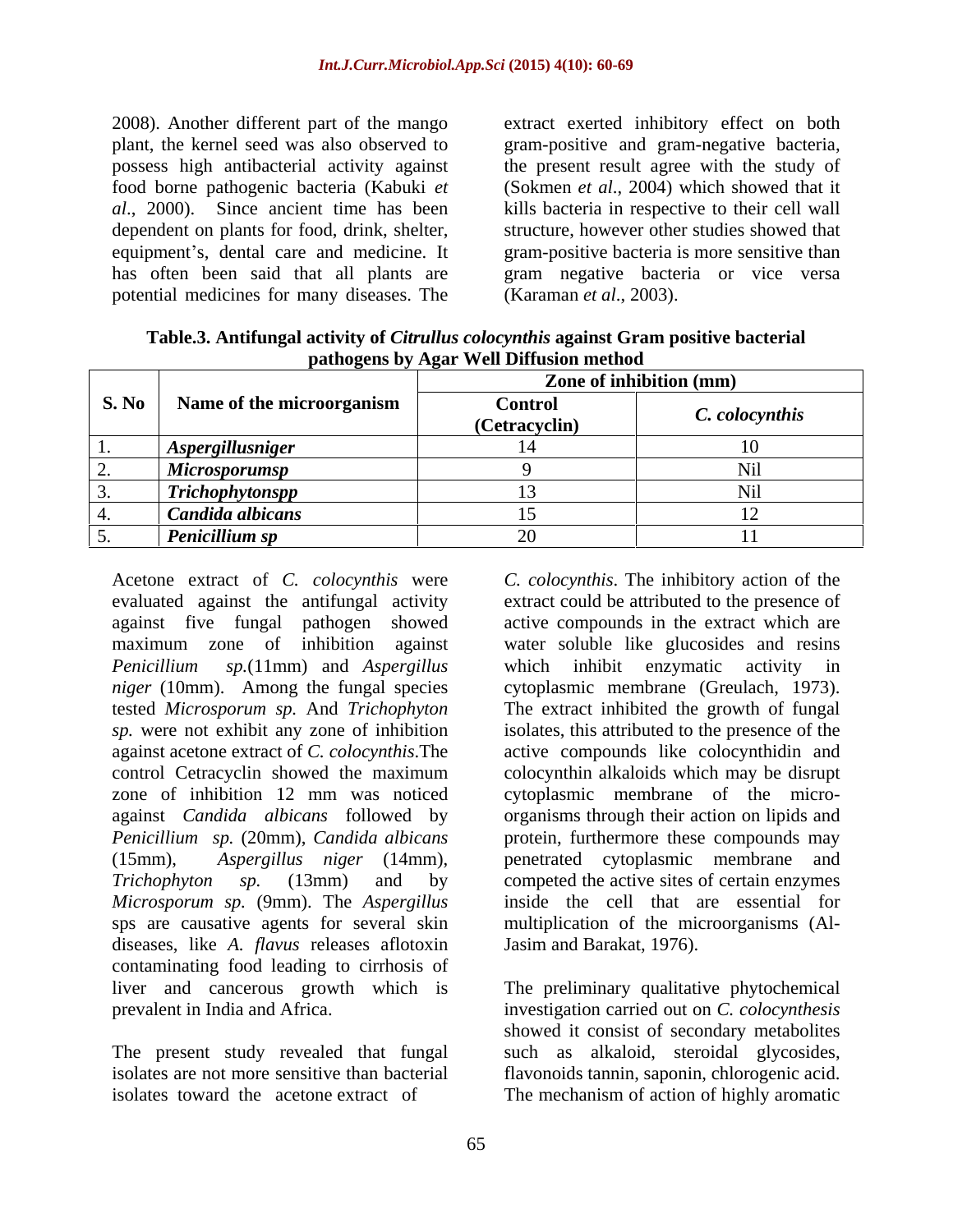2008). Another different part of the mango plant, the kernel seed was also observed to possess high antibacterial activity against food borne pathogenic bacteria (Kabuki *et al*., 2000). Since ancient time has been dependent on plants for food, drink, shelter, equipment's, dental care and medicine. It has often been said that all plants are potential medicines for many diseases. The extract exerted inhibitory effect on both gram-positive and gram-negative bacteria, the present result agree with the study of (Sokmen *et al*., 2004) which showed that it kills bacteria in respective to their cell wall structure, however other studies showed that gram-positive bacteria is more sensitive than gram negative bacteria or vice versa (Karaman *et al*., 2003).

**Table.3. Antifungal activity of *Citrullus colocynthis* against Gram positive bacterial pathogens by Agar Well Diffusion method**

| S. No | Name of the microorganism | Zone of inhibition (mm) | |
|---|---|---|---|
| | | Control (Cetracyclin) | *C. colocynthis* |
| 1. | ***Aspergillusniger*** | 14 | 10 |
| 2. | ***Microsporumsp*** | 9 | Nil |
| 3. | ***Trichophytonspp*** | 13 | Nil |
| 4. | ***Candida albicans*** | 15 | 12 |
| 5. | ***Penicillium sp*** | 20 | 11 |

Acetone extract of *C. colocynthis* were evaluated against the antifungal activity against five fungal pathogen showed maximum zone of inhibition against *Penicillium sp.*(11mm) and *Aspergillus niger* (10mm). Among the fungal species tested *Microsporum sp.* And *Trichophyton sp.* were not exhibit any zone of inhibition against acetone extract of *C. colocynthis*.The control Cetracyclin showed the maximum zone of inhibition 12 mm was noticed against *Candida albicans* followed by *Penicillium sp.* (20mm), *Candida albicans* (15mm), *Aspergillus niger* (14mm), *Trichophyton sp.* (13mm) and by *Microsporum sp.* (9mm). The *Aspergillus* sps are causative agents for several skin diseases, like *A. flavus* releases aflotoxin contaminating food leading to cirrhosis of liver and cancerous growth which is prevalent in India and Africa.

The present study revealed that fungal isolates are not more sensitive than bacterial isolates toward the acetone extract of *C. colocynthis*. The inhibitory action of the extract could be attributed to the presence of active compounds in the extract which are water soluble like glucosides and resins which inhibit enzymatic activity in cytoplasmic membrane (Greulach, 1973). The extract inhibited the growth of fungal isolates, this attributed to the presence of the active compounds like colocynthidin and colocynthin alkaloids which may be disrupt cytoplasmic membrane of the micro-organisms through their action on lipids and protein, furthermore these compounds may penetrated cytoplasmic membrane and competed the active sites of certain enzymes inside the cell that are essential for multiplication of the microorganisms (Al-Jasim and Barakat, 1976).

The preliminary qualitative phytochemical investigation carried out on *C. colocynthesis* showed it consist of secondary metabolites such as alkaloid, steroidal glycosides, flavonoids tannin, saponin, chlorogenic acid. The mechanism of action of highly aromatic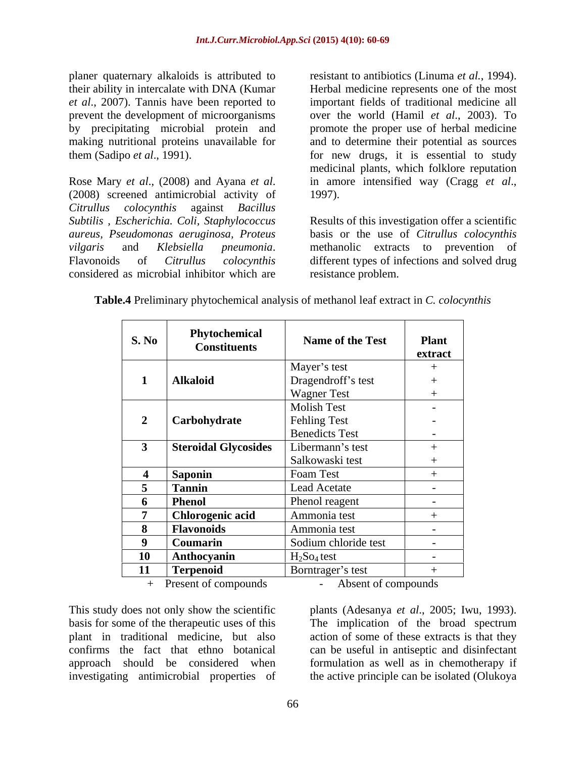planer quaternary alkaloids is attributed to their ability in intercalate with DNA (Kumar *et al*., 2007). Tannis have been reported to prevent the development of microorganisms by precipitating microbial protein and making nutritional proteins unavailable for them (Sadipo *et al*., 1991).

Rose Mary *et al*., (2008) and Ayana *et al*. (2008) screened antimicrobial activity of *Citrullus colocynthis* against *Bacillus Subtilis , Escherichia. Coli, Staphylococcus aureus, Pseudomonas aeruginosa, Proteus vilgaris* and *Klebsiella pneumonia*. Flavonoids of *Citrullus colocynthis* considered as microbial inhibitor which are resistant to antibiotics (Linuma *et al*., 1994). Herbal medicine represents one of the most important fields of traditional medicine all over the world (Hamil *et al*., 2003). To promote the proper use of herbal medicine and to determine their potential as sources for new drugs, it is essential to study medicinal plants, which folklore reputation in amore intensified way (Cragg *et al*., 1997).

Results of this investigation offer a scientific basis or the use of *Citrullus colocynthis* methanolic extracts to prevention of different types of infections and solved drug resistance problem.

**Table.4** Preliminary phytochemical analysis of methanol leaf extract in *C. colocynthis*

| S. No | Phytochemical Constituents | Name of the Test | Plant extract |
|---|---|---|---|
| 1 | **Alkaloid** | Mayer's test | + |
| | | Dragendroff's test | + |
| | | Wagner Test | + |
| 2 | **Carbohydrate** | Molish Test | - |
| | | Fehling Test | - |
| | | Benedicts Test | - |
| 3 | **Steroidal Glycosides** | Libermann's test | + |
| | | Salkowaski test | + |
| 4 | **Saponin** | Foam Test | + |
| 5 | **Tannin** | Lead Acetate | - |
| 6 | **Phenol** | Phenol reagent | - |
| 7 | **Chlorogenic acid** | Ammonia test | + |
| 8 | **Flavonoids** | Ammonia test | - |
| 9 | **Coumarin** | Sodium chloride test | - |
| 10 | **Anthocyanin** | $H_2SO_4$ test | - |
| 11 | **Terpenoid** | Borntrager's test | + |

\+ Present of compounds  - Absent of compounds

This study does not only show the scientific basis for some of the therapeutic uses of this plant in traditional medicine, but also confirms the fact that ethno botanical approach should be considered when investigating antimicrobial properties of plants (Adesanya *et al*., 2005; Iwu, 1993). The implication of the broad spectrum action of some of these extracts is that they can be useful in antiseptic and disinfectant formulation as well as in chemotherapy if the active principle can be isolated (Olukoya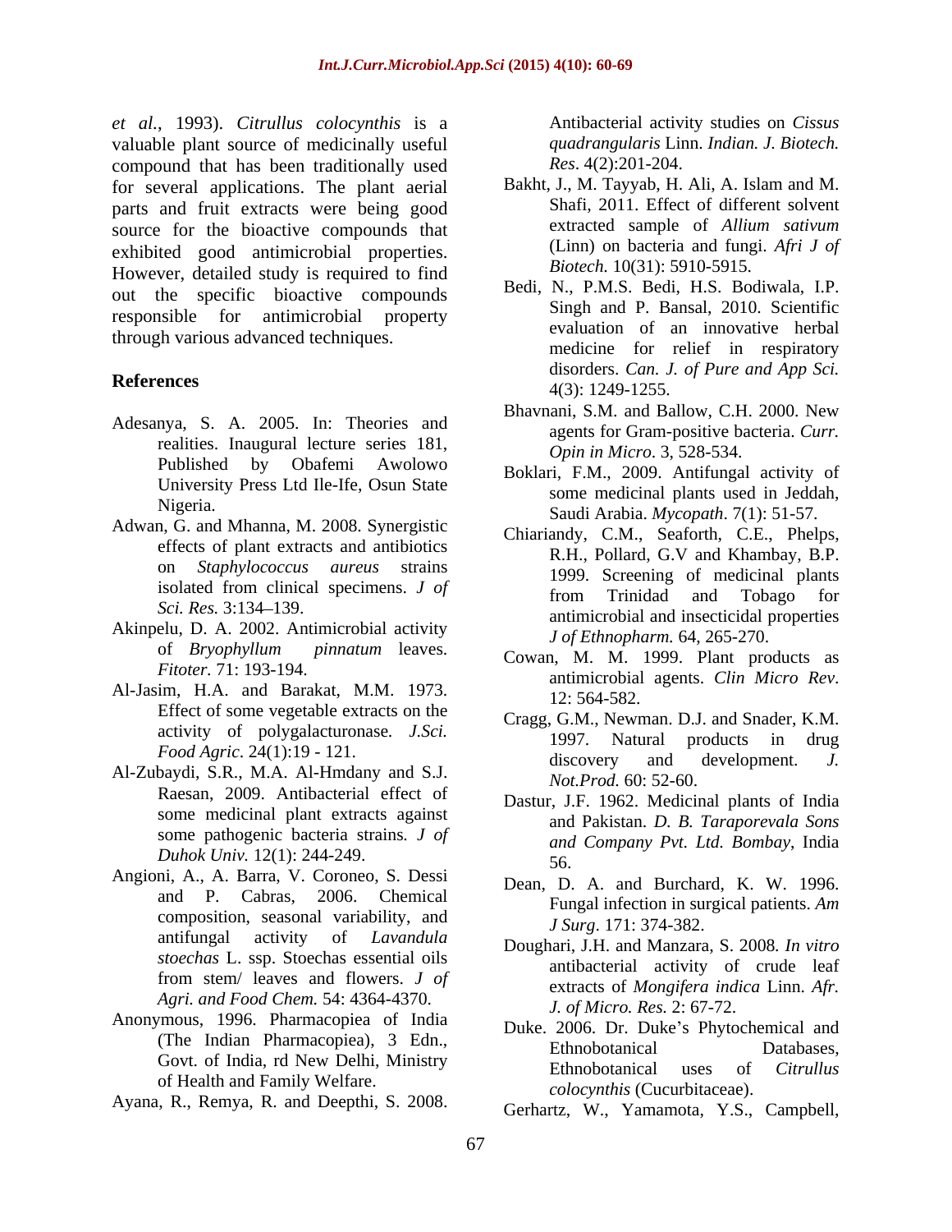*et al*., 1993). *Citrullus colocynthis* is a valuable plant source of medicinally useful compound that has been traditionally used for several applications. The plant aerial parts and fruit extracts were being good source for the bioactive compounds that exhibited good antimicrobial properties. However, detailed study is required to find out the specific bioactive compounds responsible for antimicrobial property through various advanced techniques.

## References

Adesanya, S. A. 2005. In: Theories and realities. Inaugural lecture series 181, Published by Obafemi Awolowo University Press Ltd Ile-Ife, Osun State Nigeria.

Adwan, G. and Mhanna, M. 2008. Synergistic effects of plant extracts and antibiotics on *Staphylococcus aureus* strains isolated from clinical specimens. *J of Sci. Res.* 3:134–139.

Akinpelu, D. A. 2002. Antimicrobial activity of *Bryophyllum pinnatum* leaves. *Fitoter.* 71: 193-194.

Al-Jasim, H.A. and Barakat, M.M. 1973. Effect of some vegetable extracts on the activity of polygalacturonase. *J.Sci. Food Agric*. 24(1):19 - 121.

Al-Zubaydi, S.R., M.A. Al-Hmdany and S.J. Raesan, 2009. Antibacterial effect of some medicinal plant extracts against some pathogenic bacteria strains. *J of Duhok Univ.* 12(1): 244-249.

Angioni, A., A. Barra, V. Coroneo, S. Dessi and P. Cabras, 2006. Chemical composition, seasonal variability, and antifungal activity of *Lavandula stoechas* L. ssp. Stoechas essential oils from stem/ leaves and flowers. *J of Agri. and Food Chem.* 54: 4364-4370.

Anonymous, 1996. Pharmacopiea of India (The Indian Pharmacopiea), 3 Edn., Govt. of India, rd New Delhi, Ministry of Health and Family Welfare.

Ayana, R., Remya, R. and Deepthi, S. 2008. Antibacterial activity studies on *Cissus quadrangularis* Linn. *Indian. J. Biotech. Res*. 4(2):201-204.

Bakht, J., M. Tayyab, H. Ali, A. Islam and M. Shafi, 2011. Effect of different solvent extracted sample of *Allium sativum* (Linn) on bacteria and fungi. *Afri J of Biotech.* 10(31): 5910-5915.

Bedi, N., P.M.S. Bedi, H.S. Bodiwala, I.P. Singh and P. Bansal, 2010. Scientific evaluation of an innovative herbal medicine for relief in respiratory disorders. *Can. J. of Pure and App Sci.* 4(3): 1249-1255.

Bhavnani, S.M. and Ballow, C.H. 2000. New agents for Gram-positive bacteria. *Curr. Opin in Micro*. 3, 528-534.

Boklari, F.M., 2009. Antifungal activity of some medicinal plants used in Jeddah, Saudi Arabia. *Mycopath*. 7(1): 51-57.

Chiariandy, C.M., Seaforth, C.E., Phelps, R.H., Pollard, G.V and Khambay, B.P. 1999. Screening of medicinal plants from Trinidad and Tobago for antimicrobial and insecticidal properties *J of Ethnopharm.* 64, 265-270.

Cowan, M. M. 1999. Plant products as antimicrobial agents. *Clin Micro Rev*. 12: 564-582.

Cragg, G.M., Newman. D.J. and Snader, K.M. 1997. Natural products in drug discovery and development. *J. Not.Prod.* 60: 52-60.

Dastur, J.F. 1962. Medicinal plants of India and Pakistan. *D. B. Taraporevala Sons and Company Pvt. Ltd. Bombay*, India 56.

Dean, D. A. and Burchard, K. W. 1996. Fungal infection in surgical patients. *Am J Surg*. 171: 374-382.

Doughari, J.H. and Manzara, S. 2008. *In vitro* antibacterial activity of crude leaf extracts of *Mongifera indica* Linn. *Afr. J. of Micro. Res.* 2: 67-72.

Duke. 2006. Dr. Duke's Phytochemical and Ethnobotanical Databases, Ethnobotanical uses of *Citrullus colocynthis* (Cucurbitaceae).

Gerhartz, W., Yamamota, Y.S., Campbell,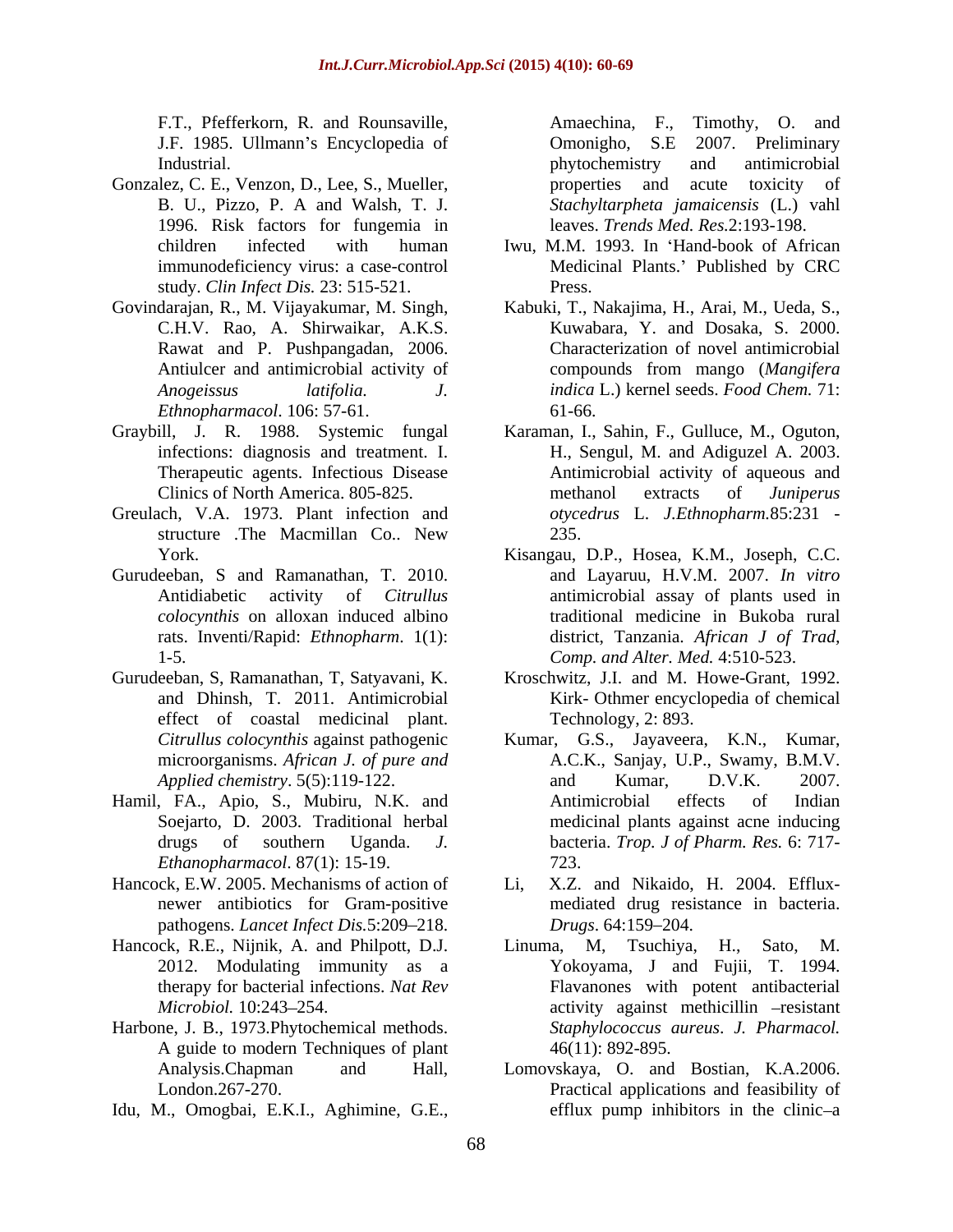F.T., Pfefferkorn, R. and Rounsaville, J.F. 1985. Ullmann's Encyclopedia of Industrial.

Gonzalez, C. E., Venzon, D., Lee, S., Mueller, B. U., Pizzo, P. A and Walsh, T. J. 1996. Risk factors for fungemia in children infected with human immunodeficiency virus: a case-control study. *Clin Infect Dis.* 23: 515-521.

Govindarajan, R., M. Vijayakumar, M. Singh, C.H.V. Rao, A. Shirwaikar, A.K.S. Rawat and P. Pushpangadan, 2006. Antiulcer and antimicrobial activity of *Anogeissus latifolia. J. Ethnopharmacol*. 106: 57-61.

Graybill, J. R. 1988. Systemic fungal infections: diagnosis and treatment. I. Therapeutic agents. Infectious Disease Clinics of North America. 805-825.

Greulach, V.A. 1973. Plant infection and structure .The Macmillan Co.. New York.

Gurudeeban, S and Ramanathan, T. 2010. Antidiabetic activity of *Citrullus colocynthis* on alloxan induced albino rats. Inventi/Rapid: *Ethnopharm*. 1(1): 1-5.

Gurudeeban, S, Ramanathan, T, Satyavani, K. and Dhinsh, T. 2011. Antimicrobial effect of coastal medicinal plant. *Citrullus colocynthis* against pathogenic microorganisms. *African J. of pure and Applied chemistry*. 5(5):119-122.

Hamil, FA., Apio, S., Mubiru, N.K. and Soejarto, D. 2003. Traditional herbal drugs of southern Uganda. *J. Ethanopharmacol*. 87(1): 15-19.

Hancock, E.W. 2005. Mechanisms of action of newer antibiotics for Gram-positive pathogens. *Lancet Infect Dis.*5:209–218.

Hancock, R.E., Nijnik, A. and Philpott, D.J. 2012. Modulating immunity as a therapy for bacterial infections. *Nat Rev Microbiol.* 10:243–254.

Harbone, J. B., 1973.Phytochemical methods. A guide to modern Techniques of plant Analysis.Chapman and Hall, London.267-270.

Idu, M., Omogbai, E.K.I., Aghimine, G.E., Amaechina, F., Timothy, O. and Omonigho, S.E 2007. Preliminary phytochemistry and antimicrobial properties and acute toxicity of *Stachyltarpheta jamaicensis* (L.) vahl leaves. *Trends Med. Res.*2:193-198.

Iwu, M.M. 1993. In 'Hand-book of African Medicinal Plants.' Published by CRC Press.

Kabuki, T., Nakajima, H., Arai, M., Ueda, S., Kuwabara, Y. and Dosaka, S. 2000. Characterization of novel antimicrobial compounds from mango (*Mangifera indica* L.) kernel seeds. *Food Chem.* 71: 61-66.

Karaman, I., Sahin, F., Gulluce, M., Oguton, H., Sengul, M. and Adiguzel A. 2003. Antimicrobial activity of aqueous and methanol extracts of *Juniperus otycedrus* L. *J.Ethnopharm.*85:231 - 235.

Kisangau, D.P., Hosea, K.M., Joseph, C.C. and Layaruu, H.V.M. 2007. *In vitro* antimicrobial assay of plants used in traditional medicine in Bukoba rural district, Tanzania. *African J of Trad, Comp. and Alter. Med.* 4:510-523.

Kroschwitz, J.I. and M. Howe-Grant, 1992. Kirk- Othmer encyclopedia of chemical Technology, 2: 893.

Kumar, G.S., Jayaveera, K.N., Kumar, A.C.K., Sanjay, U.P., Swamy, B.M.V. and Kumar, D.V.K. 2007. Antimicrobial effects of Indian medicinal plants against acne inducing bacteria. *Trop. J of Pharm. Res.* 6: 717-723.

Li, X.Z. and Nikaido, H. 2004. Efflux-mediated drug resistance in bacteria. *Drugs*. 64:159–204.

Linuma, M, Tsuchiya, H., Sato, M. Yokoyama, J and Fujii, T. 1994. Flavanones with potent antibacterial activity against methicillin –resistant *Staphylococcus aureus*. *J. Pharmacol.* 46(11): 892-895.

Lomovskaya, O. and Bostian, K.A.2006. Practical applications and feasibility of efflux pump inhibitors in the clinic–a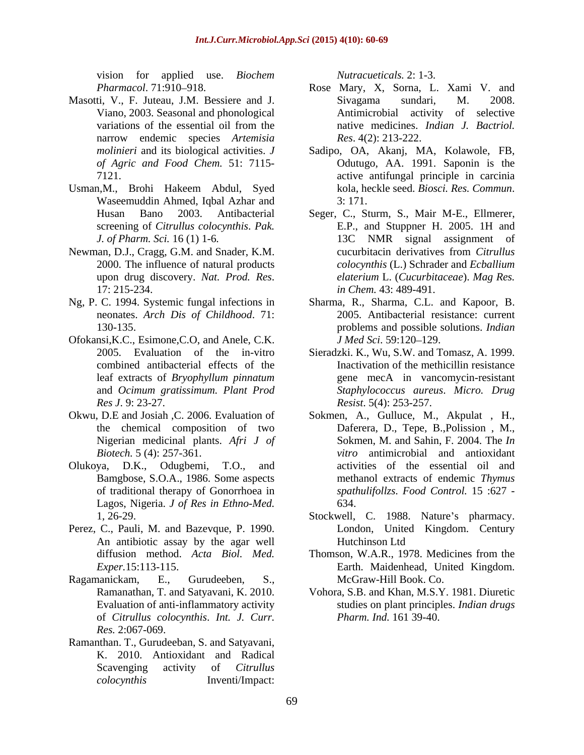vision for applied use. *Biochem Pharmacol*. 71:910–918.

Masotti, V., F. Juteau, J.M. Bessiere and J. Viano, 2003. Seasonal and phonological variations of the essential oil from the narrow endemic species *Artemisia molinieri* and its biological activities. *J of Agric and Food Chem.* 51: 7115-7121.

Usman,M., Brohi Hakeem Abdul, Syed Waseemuddin Ahmed, Iqbal Azhar and Husan Bano 2003. Antibacterial screening of *Citrullus colocynthis*. *Pak. J. of Pharm. Sci.* 16 (1) 1-6.

Newman, D.J., Cragg, G.M. and Snader, K.M. 2000. The influence of natural products upon drug discovery. *Nat. Prod. Res*. 17: 215-234.

Ng, P. C. 1994. Systemic fungal infections in neonates. *Arch Dis of Childhood*. 71: 130-135.

Ofokansi,K.C., Esimone,C.O, and Anele, C.K. 2005. Evaluation of the in-vitro combined antibacterial effects of the leaf extracts of *Bryophyllum pinnatum* and *Ocimum gratissimum. Plant Prod Res J*. 9: 23-27.

Okwu, D.E and Josiah ,C. 2006. Evaluation of the chemical composition of two Nigerian medicinal plants. *Afri J of Biotech.* 5 (4): 257-361.

Olukoya, D.K., Odugbemi, T.O., and Bamgbose, S.O.A., 1986. Some aspects of traditional therapy of Gonorrhoea in Lagos, Nigeria. *J of Res in Ethno-Med.* 1, 26-29.

Perez, C., Pauli, M. and Bazevque, P. 1990. An antibiotic assay by the agar well diffusion method. *Acta Biol. Med. Exper.*15:113-115.

Ragamanickam, E., Gurudeeben, S., Ramanathan, T. and Satyavani, K. 2010. Evaluation of anti-inflammatory activity of *Citrullus colocynthis*. *Int. J. Curr. Res.* 2:067-069.

Ramanthan. T., Gurudeeban, S. and Satyavani, K. 2010. Antioxidant and Radical Scavenging activity of *Citrullus colocynthis* Inventi/Impact: *Nutracueticals.* 2: 1-3.

Rose Mary, X, Sorna, L. Xami V. and Sivagama sundari, M. 2008. Antimicrobial activity of selective native medicines. *Indian J. Bactriol. Res*. 4(2): 213-222.

Sadipo, OA, Akanj, MA, Kolawole, FB, Odutugo, AA. 1991. Saponin is the active antifungal principle in carcinia kola, heckle seed. *Biosci. Res. Commun*. 3: 171.

Seger, C., Sturm, S., Mair M-E., Ellmerer, E.P., and Stuppner H. 2005. 1H and 13C NMR signal assignment of cucurbitacin derivatives from *Citrullus colocynthis* (L.) Schrader and *Ecballium elaterium* L. (*Cucurbitaceae*). *Mag Res. in Chem.* 43: 489-491.

Sharma, R., Sharma, C.L. and Kapoor, B. 2005. Antibacterial resistance: current problems and possible solutions. *Indian J Med Sci*. 59:120–129.

Sieradzki. K., Wu, S.W. and Tomasz, A. 1999. Inactivation of the methicillin resistance gene mecA in vancomycin-resistant *Staphylococcus aureus*. *Micro. Drug Resist*. 5(4): 253-257.

Sokmen, A., Gulluce, M., Akpulat , H., Daferera, D., Tepe, B.,Polission , M., Sokmen, M. and Sahin, F. 2004. The *In vitro* antimicrobial and antioxidant activities of the essential oil and methanol extracts of endemic *Thymus spathulifollzs. Food Control.* 15 :627 - 634.

Stockwell, C. 1988. Nature's pharmacy. London, United Kingdom. Century Hutchinson Ltd

Thomson, W.A.R., 1978. Medicines from the Earth. Maidenhead, United Kingdom. McGraw-Hill Book. Co.

Vohora, S.B. and Khan, M.S.Y. 1981. Diuretic studies on plant principles. *Indian drugs Pharm. Ind.* 161 39-40.